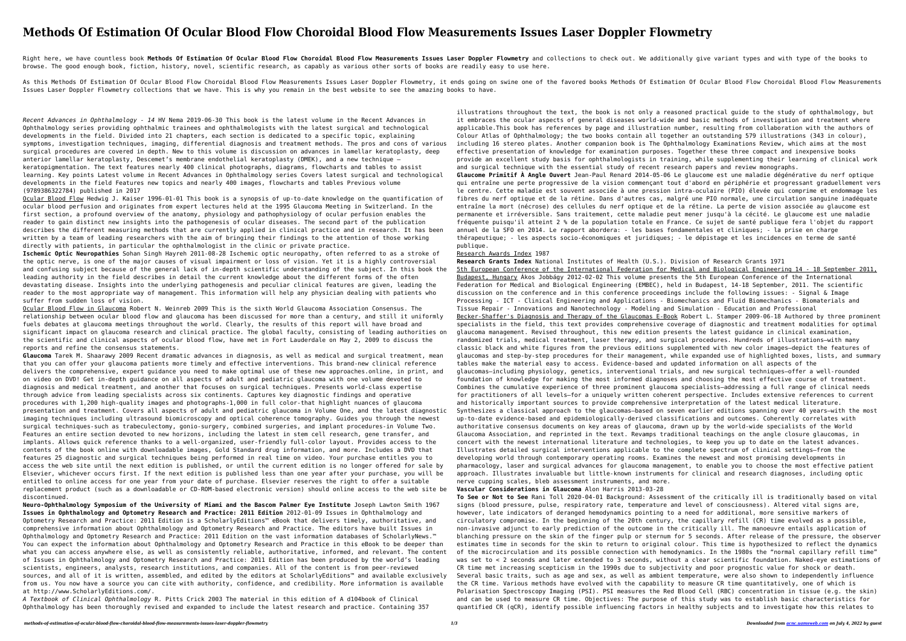# Methods Of Estimation Of Ocular Blood Flow Choroidal Blood Flow Measurements Issues Laser Doppler Flowmetry

Right here, we have countless book **Methods Of Estimation Of Ocular Blood Flow Choroidal Blood Flow Measurements Issues Laser Doppler Flowmetry** and collections to check out. We additionally give variant types and with type of the books to browse. The good enough book, fiction, history, novel, scientific research, as capably as various other sorts of books are readily easy to use here.

As this Methods Of Estimation Of Ocular Blood Flow Choroidal Blood Flow Measurements Issues Laser Doppler Flowmetry, it ends going on swine one of the favored books Methods Of Estimation Of Ocular Blood Flow Choroidal Blood Flow Measurements Issues Laser Doppler Flowmetry collections that we have. This is why you remain in the best website to see the amazing books to have.

*Recent Advances in Ophthalmology - 14* HV Nema 2019-06-30 This book is the latest volume in the Recent Advances in Ophthalmology series providing ophthalmic trainees and ophthalmologists with the latest surgical and technological developments in the field. Divided into 21 chapters, each section is dedicated to a specific topic, explaining symptoms, investigation techniques, imaging, differential diagnosis and treatment methods. The pros and cons of various surgical procedures are covered in depth. New to this volume is discussion on advances in lamellar keratoplasty, deep anterior lamellar keratoplasty, Descemet's membrane endothelial keratoplasty (DMEK), and a new technique – keratopigmentation. The text features nearly 400 clinical photographs, diagrams, flowcharts and tables to assist learning. Key points Latest volume in Recent Advances in Ophthalmology series Covers latest surgical and technological developments in the field Features new topics and nearly 400 images, flowcharts and tables Previous volume (9789386322784) published in 2017

Ocular Blood Flow Hedwig J. Kaiser 1996-01-01 This book is a synopsis of up-to-date knowledge on the quantification of ocular blood perfusion and originates from expert lectures held at the 1995 Glaucoma Meeting in Switzerland. In the first section, a profound overview of the anatomy, physiology and pathophysiology of ocular perfusion enables the reader to gain distinct new insights into the pathogenesis of ocular diseases. The second part of the publication describes the different measuring methods that are currently applied in clinical practice and in research. It has been written by a team of leading researchers with the aim of bringing their findings to the attention of those working directly with patients, in particular the ophthalmologist in the clinic or private practice.

**Ischemic Optic Neuropathies** Sohan Singh Hayreh 2011-08-28 Ischemic optic neuropathy, often referred to as a stroke of the optic nerve, is one of the major causes of visual impairment or loss of vision. Yet it is a highly controversial and confusing subject because of the general lack of in-depth scientific understanding of the subject. In this book the leading authority in the field describes in detail the current knowledge about the different forms of the often devastating disease. Insights into the underlying pathogenesis and peculiar clinical features are given, leading the reader to the most appropriate way of management. This information will help any physician dealing with patients who suffer from sudden loss of vision.

Ocular Blood Flow in Glaucoma Robert N. Weinreb 2009 This is the sixth World Glaucoma Association Consensus. The relationship between ocular blood flow and glaucoma has been discussed for more than a century, and still it uniformly fuels debates at glaucoma meetings throughout the world. Clearly, the results of this report will have broad and significant impact on glaucoma research and clinical practice. The global faculty, consisting of leading authorities on the scientific and clinical aspects of ocular blood flow, have met in Fort Lauderdale on May 2, 2009 to discuss the reports and refine the consensus statements.

**Glaucoma** Tarek M. Shaarawy 2009 Recent dramatic advances in diagnosis, as well as medical and surgical treatment, mean that you can offer your glaucoma patients more timely and effective interventions. This brand-new clinical reference delivers the comprehensive, expert guidance you need to make optimal use of these new approaches.online, in print, and on video on DVD! Get in-depth guidance on all aspects of adult and pediatric glaucoma with one volume devoted to diagnosis and medical treatment, and another that focuses on surgical techniques. Presents world-class expertise through advice from leading specialists across six continents. Captures key diagnostic findings and operative procedures with 1,200 high-quality images and photographs-1,000 in full color-that highlight nuances of glaucoma presentation and treatment. Covers all aspects of adult and pediatric glaucoma in Volume One, and the latest diagnostic imaging techniques including ultrasound biomicroscopy and optical coherence tomography. Guides you through the newest surgical techniques-such as trabeculectomy, gonio-surgery, combined surgeries, and implant procedures-in Volume Two. Features an entire section devoted to new horizons, including the latest in stem cell research, gene transfer, and implants. Allows quick reference thanks to a well-organized, user-friendly full-color layout. Provides access to the contents of the book online with downloadable images, Gold Standard drug information, and more. Includes a DVD that features 25 diagnostic and surgical techniques being performed in real time on video. Your purchase entitles you to access the web site until the next edition is published, or until the current edition is no longer offered for sale by Elsevier, whichever occurs first. If the next edition is published less than one year after your purchase, you will be entitled to online access for one year from your date of purchase. Elsevier reserves the right to offer a suitable replacement product (such as a downloadable or CD-ROM-based electronic version) should online access to the web site be discontinued.

**Neuro-Ophthalmology Symposium of the University of Miami and the Bascom Palmer Eye Institute** Joseph Lawton Smith 1967

**Issues in Ophthalmology and Optometry Research and Practice: 2011 Edition** 2012-01-09 Issues in Ophthalmology and Optometry Research and Practice: 2011 Edition is a ScholarlyEditions™ eBook that delivers timely, authoritative, and comprehensive information about Ophthalmology and Optometry Research and Practice. The editors have built Issues in Ophthalmology and Optometry Research and Practice: 2011 Edition on the vast information databases of ScholarlyNews.™ You can expect the information about Ophthalmology and Optometry Research and Practice in this eBook to be deeper than what you can access anywhere else, as well as consistently reliable, authoritative, informed, and relevant. The content of Issues in Ophthalmology and Optometry Research and Practice: 2011 Edition has been produced by the world's leading scientists, engineers, analysts, research institutions, and companies. All of the content is from peer-reviewed sources, and all of it is written, assembled, and edited by the editors at ScholarlyEditions™ and available exclusively from us. You now have a source you can cite with authority, confidence, and credibility. More information is available at http://www.ScholarlyEditions.com/.

*A Textbook of Clinical Ophthalmology* R. Pitts Crick 2003 The material in this edition of A d104book of Clinical Ophthalmology has been thoroughly revised and expanded to include the latest research and practice. Containing 357 illustrations throughout the text, the book is not only a reasoned practical guide to the study of ophthalmology, but it embraces the ocular aspects of general diseases world-wide and basic methods of investigation and treatment where applicable.This book has references by page and illustration number, resulting from collaboration with the authors of Colour Atlas of Ophthalmology; the two books contain all together an outstanding 579 illustrations (343 in colour), including 16 stereo plates. Another companion book is The Ophthalmology Examinations Review, which aims at the most effective presentation of knowledge for examination purposes. Together these three compact and inexpensive books provide an excellent study basis for ophthalmologists in training, while supplementing their learning of clinical work and surgical technique with the essential study of recent research papers and review monographs.

**Glaucome Primitif À Angle Ouvert** Jean-Paul Renard 2014-05-06 Le glaucome est une maladie dégénérative du nerf optique qui entraîne une perte progressive de la vision commençant tout d'abord en périphérie et progressant graduellement vers le centre. Cette maladie est souvent associée à une pression intra-oculaire (PIO) élevée qui comprime et endommage les fibres du nerf optique et de la rétine. Dans d'autres cas, malgré une PIO normale, une circulation sanguine inadéquate entraîne la mort (nécrose) des cellules du nerf optique et de la rétine. La perte de vision associée au glaucome est permanente et irréversible. Sans traitement, cette maladie peut mener jusqu'à la cécité. Le glaucome est une maladie fréquente puisqu'il atteint 2 % de la population totale en France. Ce sujet de santé publique fera l'objet du rapport annuel de la SFO en 2014. Le rapport abordera: - les bases fondamentales et cliniques; - la prise en charge thérapeutique; - les aspects socio-économiques et juridiques; - le dépistage et les incidences en terme de santé publique.

Research Awards Index 1987

**Research Grants Index** National Institutes of Health (U.S.). Division of Research Grants 1971

5th European Conference of the International Federation for Medical and Biological Engineering 14 - 18 September 2011, Budapest, Hungary Ákos Jobbágy 2012-02-02 This volume presents the 5th European Conference of the International Federation for Medical and Biological Engineering (EMBEC), held in Budapest, 14-18 September, 2011. The scientific discussion on the conference and in this conference proceedings include the following issues: - Signal & Image Processing - ICT - Clinical Engineering and Applications - Biomechanics and Fluid Biomechanics - Biomaterials and Tissue Repair - Innovations and Nanotechnology - Modeling and Simulation - Education and Professional

Becker-Shaffer's Diagnosis and Therapy of the Glaucomas E-Book Robert L. Stamper 2009-06-18 Authored by three prominent specialists in the field, this text provides comprehensive coverage of diagnostic and treatment modalities for optimal glaucoma management. Revised throughout, this new edition presents the latest guidance in clinical examination, randomized trials, medical treatment, laser therapy, and surgical procedures. Hundreds of illustrations—with many classic black and white figures from the previous editions supplemented with new color images—depict the features of glaucomas and step-by-step procedures for their management, while expanded use of highlighted boxes, lists, and summary tables make the material easy to access. Evidence-based and updated information on all aspects of the glaucomas—including physiology, genetics, interventional trials, and new surgical techniques—offer a well-rounded foundation of knowledge for making the most informed diagnoses and choosing the most effective course of treatment. Combines the cumulative experience of three prominent glaucoma specialists—addressing a full range of clinical needs for practitioners of all levels—for a uniquely written coherent perspective. Includes extensive references to current and historically important sources to provide comprehensive interpretation of the latest medical literature. Synthesizes a classical approach to the glaucomas—based on seven earlier editions spanning over 40 years—with the most up-to-date evidence-based and epidemiologically-derived classifications and outcomes. Coherently correlates with authoritative consensus documents on key areas of glaucoma, drawn up by the world-wide specialists of the World Glaucoma Association, and reprinted in the text. Revamps traditional teachings on the angle closure glaucomas, in concert with the newest international literature and technologies, to keep you up to date on the latest advances. Illustrates detailed surgical interventions applicable to the complete spectrum of clinical settings—from the developing world through contemporary operating rooms. Examines the newest and most promising developments in pharmacology, laser and surgical advances for glaucoma management, to enable you to choose the most effective patient approach. Illustrates invaluable but little-known instruments for clinical and research diagnoses, including optic nerve cupping scales, bleb assessment instruments, and more.

**Vascular Considerations in Glaucoma** Alon Harris 2013-03-28

**To See or Not to See** Rani Toll 2020-04-01 Background: Assessment of the critically ill is traditionally based on vital signs (blood pressure, pulse, respiratory rate, temperature and level of consciousness). Altered vital signs are, however, late indicators of deranged hemodynamics pointing to a need for additional, more sensitive markers of circulatory compromise. In the beginning of the 20th century, the capillary refill (CR) time evolved as a possible, non-invasive adjunct to early prediction of the outcome in the critically ill. The manoeuvre entails application of blanching pressure on the skin of the finger pulp or sternum for 5 seconds. After release of the pressure, the observer estimates time in seconds for the skin to return to original colour. This time is hypothesized to reflect the dynamics of the microcirculation and its possible connection with hemodynamics. In the 1980s the "normal capillary refill time" was set to < 2 seconds and later extended to 3 seconds, without a clear scientific foundation. Naked-eye estimations of CR time met increasing scepticism in the 1990s due to subjectivity and poor prognostic value for shock or death. Several basic traits, such as age and sex, as well as ambient temperature, were also shown to independently influence the CR time. Various methods have evolved with the capability to measure CR time quantitatively, one of which is Polarisation Spectroscopy Imaging (PSI). PSI measures the Red Blood Cell (RBC) concentration in tissue (e.g. the skin) and can be used to measure CR time. Objectives: The purpose of this study was to establish basic characteristics for quantified CR (qCR), identify possible influencing factors in healthy subjects and to investigate how this relates to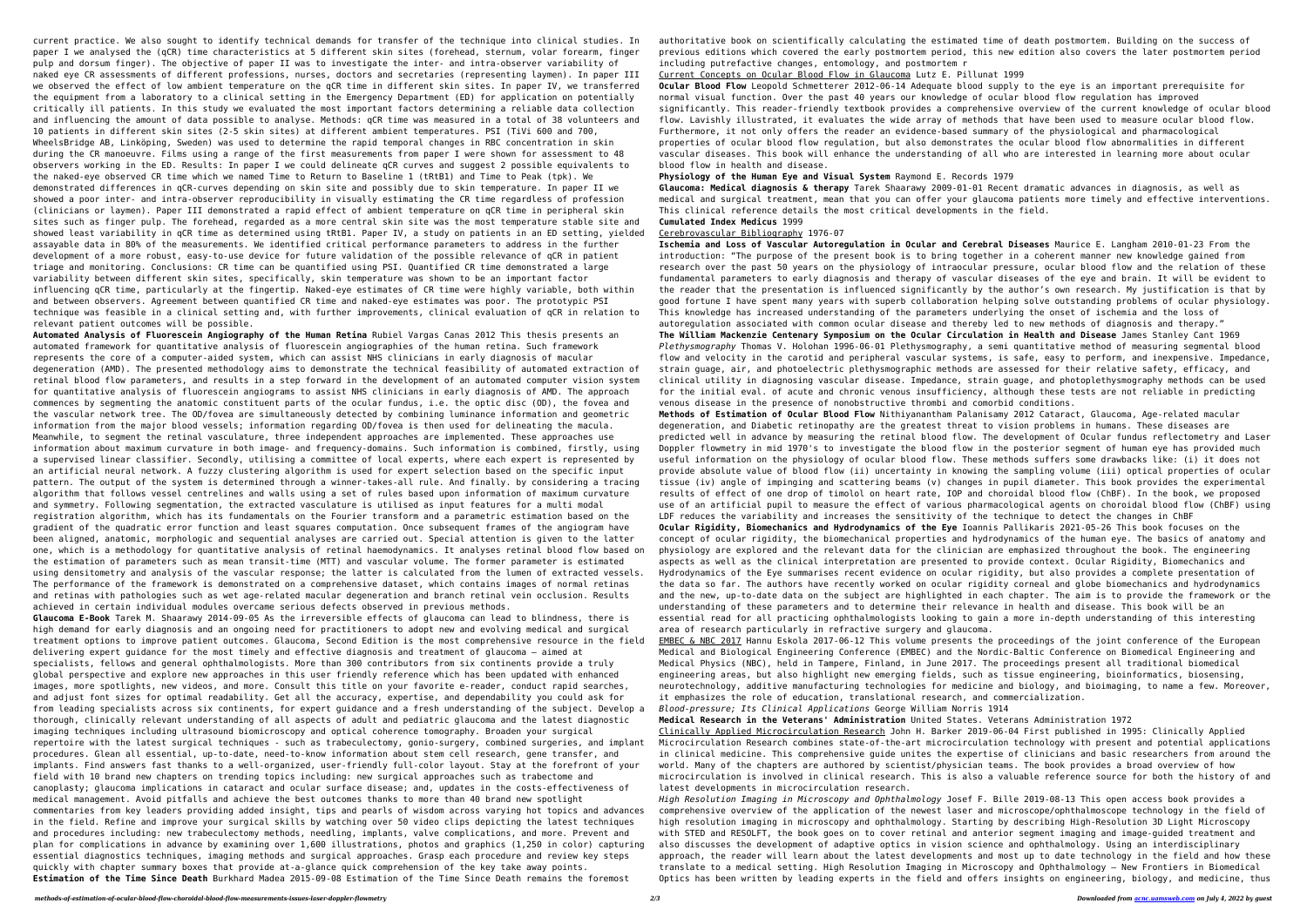current practice. We also sought to identify technical demands for transfer of the technique into clinical studies. In paper I we analysed the (qCR) time characteristics at 5 different skin sites (forehead, sternum, volar forearm, finger pulp and dorsum finger). The objective of paper II was to investigate the inter- and intra-observer variability of naked eye CR assessments of different professions, nurses, doctors and secretaries (representing laymen). In paper III we observed the effect of low ambient temperature on the qCR time in different skin sites. In paper IV, we transferred the equipment from a laboratory to a clinical setting in the Emergency Department (ED) for application on potentially critically ill patients. In this study we evaluated the most important factors determining a reliable data collection and influencing the amount of data possible to analyse. Methods: qCR time was measured in a total of 38 volunteers and 10 patients in different skin sites (2-5 skin sites) at different ambient temperatures. PSI (TiVi 600 and 700, WheelsBridge AB, Linköping, Sweden) was used to determine the rapid temporal changes in RBC concentration in skin during the CR manoeuvre. Films using a range of the first measurements from paper I were shown for assessment to 48 observers working in the ED. Results: In paper I we could delineate qCR curves and suggest 2 possible equivalents to the naked-eye observed CR time which we named Time to Return to Baseline 1 (tRtB1) and Time to Peak (tpk). We demonstrated differences in qCR-curves depending on skin site and possibly due to skin temperature. In paper II we showed a poor inter- and intra-observer reproducibility in visually estimating the CR time regardless of profession (clinicians or laymen). Paper III demonstrated a rapid effect of ambient temperature on qCR time in peripheral skin sites such as finger pulp. The forehead, regarded as a more central skin site was the most temperature stable site and showed least variability in qCR time as determined using tRtB1. Paper IV, a study on patients in an ED setting, yielded assayable data in 80% of the measurements. We identified critical performance parameters to address in the further development of a more robust, easy-to-use device for future validation of the possible relevance of qCR in patient triage and monitoring. Conclusions: CR time can be quantified using PSI. Quantified CR time demonstrated a large variability between different skin sites, specifically, skin temperature was shown to be an important factor influencing qCR time, particularly at the fingertip. Naked-eye estimates of CR time were highly variable, both within and between observers. Agreement between quantified CR time and naked-eye estimates was poor. The prototypic PSI technique was feasible in a clinical setting and, with further improvements, clinical evaluation of qCR in relation to relevant patient outcomes will be possible.

**Automated Analysis of Fluorescein Angiography of the Human Retina** Rubiel Vargas Canas 2012 This thesis presents an automated framework for quantitative analysis of fluorescein angiographies of the human retina. Such framework represents the core of a computer-aided system, which can assist NHS clinicians in early diagnosis of macular degeneration (AMD). The presented methodology aims to demonstrate the technical feasibility of automated extraction of retinal blood flow parameters, and results in a step forward in the development of an automated computer vision system for quantitative analysis of fluorescein angiograms to assist NHS clinicians in early diagnosis of AMD. The approach commences by segmenting the anatomic constituent parts of the ocular fundus, i.e. the optic disc (OD), the fovea and the vascular network tree. The OD/fovea are simultaneously detected by combining luminance information and geometric information from the major blood vessels; information regarding OD/fovea is then used for delineating the macula. Meanwhile, to segment the retinal vasculature, three independent approaches are implemented. These approaches use information about maximum curvature in both image- and frequency-domains. Such information is combined, firstly, using a supervised linear classifier. Secondly, utilising a committee of local experts, where each expert is represented by an artificial neural network. A fuzzy clustering algorithm is used for expert selection based on the specific input pattern. The output of the system is determined through a winner-takes-all rule. And finally. by considering a tracing algorithm that follows vessel centrelines and walls using a set of rules based upon information of maximum curvature and symmetry. Following segmentation, the extracted vasculature is utilised as input features for a multi modal registration algorithm, which has its fundamentals on the Fourier transform and a parametric estimation based on the gradient of the quadratic error function and least squares computation. Once subsequent frames of the angiogram have been aligned, anatomic, morphologic and sequential analyses are carried out. Special attention is given to the latter one, which is a methodology for quantitative analysis of retinal haemodynamics. It analyses retinal blood flow based on the estimation of parameters such as mean transit-time (MTT) and vascular volume. The former parameter is estimated using densitometry and analysis of the vascular response; the latter is calculated from the lumen of extracted vessels. The performance of the framework is demonstrated on a comprehensive dataset, which contains images of normal retinas and retinas with pathologies such as wet age-related macular degeneration and branch retinal vein occlusion. Results achieved in certain individual modules overcame serious defects observed in previous methods.

**Glaucoma E-Book** Tarek M. Shaarawy 2014-09-05 As the irreversible effects of glaucoma can lead to blindness, there is high demand for early diagnosis and an ongoing need for practitioners to adopt new and evolving medical and surgical treatment options to improve patient outcomes. Glaucoma, Second Edition is the most comprehensive resource in the field delivering expert guidance for the most timely and effective diagnosis and treatment of glaucoma – aimed at specialists, fellows and general ophthalmologists. More than 300 contributors from six continents provide a truly global perspective and explore new approaches in this user friendly reference which has been updated with enhanced images, more spotlights, new videos, and more. Consult this title on your favorite e-reader, conduct rapid searches, and adjust font sizes for optimal readability. Get all the accuracy, expertise, and dependability you could ask for from leading specialists across six continents, for expert guidance and a fresh understanding of the subject. Develop a thorough, clinically relevant understanding of all aspects of adult and pediatric glaucoma and the latest diagnostic imaging techniques including ultrasound biomicroscopy and optical coherence tomography. Broaden your surgical repertoire with the latest surgical techniques - such as trabeculectomy, gonio-surgery, combined surgeries, and implant procedures. Glean all essential, up-to-date, need-to-know information about stem cell research, gene transfer, and implants. Find answers fast thanks to a well-organized, user-friendly full-color layout. Stay at the forefront of your field with 10 brand new chapters on trending topics including: new surgical approaches such as trabectome and canoplasty; glaucoma implications in cataract and ocular surface disease; and, updates in the costs-effectiveness of medical management. Avoid pitfalls and achieve the best outcomes thanks to more than 40 brand new spotlight commentaries from key leaders providing added insight, tips and pearls of wisdom across varying hot topics and advances in the field. Refine and improve your surgical skills by watching over 50 video clips depicting the latest techniques and procedures including: new trabeculectomy methods, needling, implants, valve complications, and more. Prevent and plan for complications in advance by examining over 1,600 illustrations, photos and graphics (1,250 in color) capturing essential diagnostics techniques, imaging methods and surgical approaches. Grasp each procedure and review key steps quickly with chapter summary boxes that provide at-a-glance quick comprehension of the key take away points.

**Estimation of the Time Since Death** Burkhard Madea 2015-09-08 Estimation of the Time Since Death remains the foremost authoritative book on scientifically calculating the estimated time of death postmortem. Building on the success of previous editions which covered the early postmortem period, this new edition also covers the later postmortem period including putrefactive changes, entomology, and postmortem r

Current Concepts on Ocular Blood Flow in Glaucoma Lutz E. Pillunat 1999

**Ocular Blood Flow** Leopold Schmetterer 2012-06-14 Adequate blood supply to the eye is an important prerequisite for normal visual function. Over the past 40 years our knowledge of ocular blood flow regulation has improved significantly. This reader-friendly textbook provides a comprehensive overview of the current knowledge of ocular blood flow. Lavishly illustrated, it evaluates the wide array of methods that have been used to measure ocular blood flow. Furthermore, it not only offers the reader an evidence-based summary of the physiological and pharmacological properties of ocular blood flow regulation, but also demonstrates the ocular blood flow abnormalities in different vascular diseases. This book will enhance the understanding of all who are interested in learning more about ocular blood flow in health and disease.

**Physiology of the Human Eye and Visual System** Raymond E. Records 1979

**Glaucoma: Medical diagnosis & therapy** Tarek Shaarawy 2009-01-01 Recent dramatic advances in diagnosis, as well as medical and surgical treatment, mean that you can offer your glaucoma patients more timely and effective interventions. This clinical reference details the most critical developments in the field.

**Cumulated Index Medicus** 1999

Cerebrovascular Bibliography 1976-07

**Ischemia and Loss of Vascular Autoregulation in Ocular and Cerebral Diseases** Maurice E. Langham 2010-01-23 From the introduction: "The purpose of the present book is to bring together in a coherent manner new knowledge gained from research over the past 50 years on the physiology of intraocular pressure, ocular blood flow and the relation of these fundamental parameters to early diagnosis and therapy of vascular diseases of the eye and brain. It will be evident to the reader that the presentation is influenced significantly by the author's own research. My justification is that by good fortune I have spent many years with superb collaboration helping solve outstanding problems of ocular physiology. This knowledge has increased understanding of the parameters underlying the onset of ischemia and the loss of autoregulation associated with common ocular disease and thereby led to new methods of diagnosis and therapy."

**The William Mackenzie Centenary Symposium on the Ocular Circulation in Health and Disease** James Stanley Cant 1969

*Plethysmography* Thomas V. Holohan 1996-06-01 Plethysmography, a semi quantitative method of measuring segmental blood flow and velocity in the carotid and peripheral vascular systems, is safe, easy to perform, and inexpensive. Impedance, strain guage, air, and photoelectric plethysmographic methods are assessed for their relative safety, efficacy, and clinical utility in diagnosing vascular disease. Impedance, strain guage, and photoplethysmography methods can be used for the initial eval. of acute and chronic venous insufficiency, although these tests are not reliable in predicting venous disease in the presence of nonobstructive thrombi and comorbid conditions.

**Methods of Estimation of Ocular Blood Flow** Nithiyanantham Palanisamy 2012 Cataract, Glaucoma, Age-related macular degeneration, and Diabetic retinopathy are the greatest threat to vision problems in humans. These diseases are predicted well in advance by measuring the retinal blood flow. The development of Ocular fundus reflectometry and Laser Doppler flowmetry in mid 1970's to investigate the blood flow in the posterior segment of human eye has provided much useful information on the physiology of ocular blood flow. These methods suffers some drawbacks like: (i) it does not provide absolute value of blood flow (ii) uncertainty in knowing the sampling volume (iii) optical properties of ocular tissue (iv) angle of impinging and scattering beams (v) changes in pupil diameter. This book provides the experimental results of effect of one drop of timolol on heart rate, IOP and choroidal blood flow (ChBF). In the book, we proposed use of an artificial pupil to measure the effect of various pharmacological agents on choroidal blood flow (ChBF) using LDF reduces the variability and increases the sensitivity of the technique to detect the changes in ChBF

**Ocular Rigidity, Biomechanics and Hydrodynamics of the Eye** Ioannis Pallikaris 2021-05-26 This book focuses on the concept of ocular rigidity, the biomechanical properties and hydrodynamics of the human eye. The basics of anatomy and physiology are explored and the relevant data for the clinician are emphasized throughout the book. The engineering aspects as well as the clinical interpretation are presented to provide context. Ocular Rigidity, Biomechanics and Hydrodynamics of the Eye summarises recent evidence on ocular rigidity, but also provides a complete presentation of the data so far. The authors have recently worked on ocular rigidity corneal and globe biomechanics and hydrodynamics and the new, up-to-date data on the subject are highlighted in each chapter. The aim is to provide the framework or the understanding of these parameters and to determine their relevance in health and disease. This book will be an essential read for all practicing ophthalmologists looking to gain a more in-depth understanding of this interesting area of research particularly in refractive surgery and glaucoma.

EMBEC & NBC 2017 Hannu Eskola 2017-06-12 This volume presents the proceedings of the joint conference of the European Medical and Biological Engineering Conference (EMBEC) and the Nordic-Baltic Conference on Biomedical Engineering and Medical Physics (NBC), held in Tampere, Finland, in June 2017. The proceedings present all traditional biomedical engineering areas, but also highlight new emerging fields, such as tissue engineering, bioinformatics, biosensing, neurotechnology, additive manufacturing technologies for medicine and biology, and bioimaging, to name a few. Moreover, it emphasizes the role of education, translational research, and commercialization.

*Blood-pressure; Its Clinical Applications* George William Norris 1914

**Medical Research in the Veterans' Administration** United States. Veterans Administration 1972

Clinically Applied Microcirculation Research John H. Barker 2019-06-04 First published in 1995: Clinically Applied Microcirculation Research combines state-of-the-art microcirculation technology with present and potential applications in clinical medicine. This comprehensive guide unites the expertise of clinicians and basic researchers from around the world. Many of the chapters are authored by scientist/physician teams. The book provides a broad overview of how microcirculation is involved in clinical research. This is also a valuable reference source for both the history of and latest developments in microcirculation research.

*High Resolution Imaging in Microscopy and Ophthalmology* Josef F. Bille 2019-08-13 This open access book provides a comprehensive overview of the application of the newest laser and microscope/ophthalmoscope technology in the field of high resolution imaging in microscopy and ophthalmology. Starting by describing High-Resolution 3D Light Microscopy with STED and RESOLFT, the book goes on to cover retinal and anterior segment imaging and image-guided treatment and also discusses the development of adaptive optics in vision science and ophthalmology. Using an interdisciplinary approach, the reader will learn about the latest developments and most up to date technology in the field and how these translate to a medical setting. High Resolution Imaging in Microscopy and Ophthalmology – New Frontiers in Biomedical Optics has been written by leading experts in the field and offers insights on engineering, biology, and medicine, thus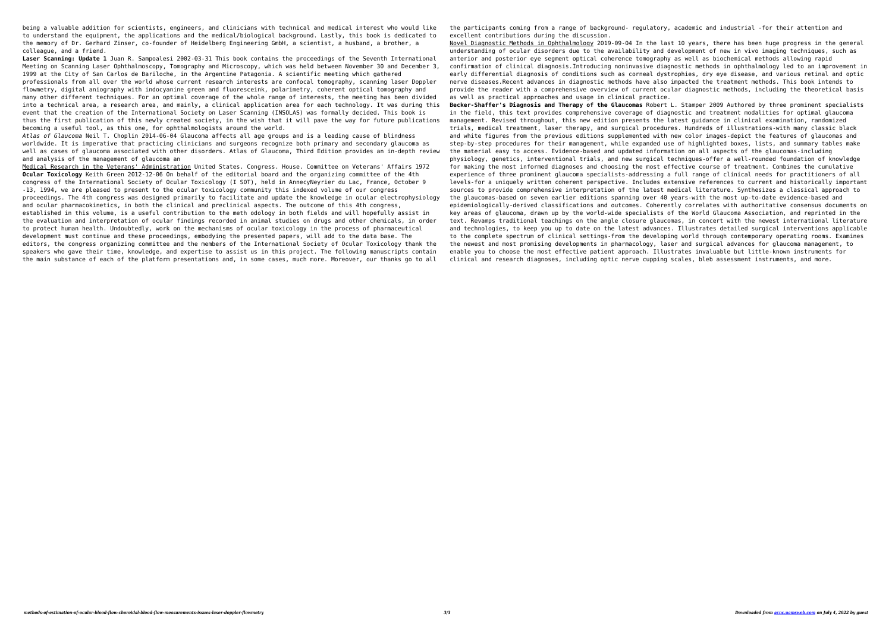being a valuable addition for scientists, engineers, and clinicians with technical and medical interest who would like to understand the equipment, the applications and the medical/biological background. Lastly, this book is dedicated to the memory of Dr. Gerhard Zinser, co-founder of Heidelberg Engineering GmbH, a scientist, a husband, a brother, a colleague, and a friend.

**Laser Scanning: Update 1** Juan R. Sampaolesi 2002-03-31 This book contains the proceedings of the Seventh International Meeting on Scanning Laser Ophthalmoscopy, Tomography and Microscopy, which was held between November 30 and December 3, 1999 at the City of San Carlos de Bariloche, in the Argentine Patagonia. A scientific meeting which gathered professionals from all over the world whose current research interests are confocal tomography, scanning laser Doppler flowmetry, digital aniography with indocyanine green and fluoresceink, polarimetry, coherent optical tomography and many other different techniques. For an optimal coverage of the whole range of interests, the meeting has been divided into a technical area, a research area, and mainly, a clinical application area for each technology. It was during this event that the creation of the International Society on Laser Scanning (INSOLAS) was formally decided. This book is thus the first publication of this newly created society, in the wish that it will pave the way for future publications becoming a useful tool, as this one, for ophthalmologists around the world.

*Atlas of Glaucoma* Neil T. Choplin 2014-06-04 Glaucoma affects all age groups and is a leading cause of blindness worldwide. It is imperative that practicing clinicians and surgeons recognize both primary and secondary glaucoma as well as cases of glaucoma associated with other disorders. Atlas of Glaucoma, Third Edition provides an in-depth review and analysis of the management of glaucoma an

Medical Research in the Veterans' Administration United States. Congress. House. Committee on Veterans' Affairs 1972

**Ocular Toxicology** Keith Green 2012-12-06 On behalf of the editorial board and the organizing committee of the 4th congress of the International Society of Ocular Toxicology (I SOT), held in AnnecyNeyrier du Lac, France, October 9 -13, 1994, we are pleased to present to the ocular toxicology community this indexed volume of our congress proceedings. The 4th congress was designed primarily to facilitate and update the knowledge in ocular electrophysiology and ocular pharmacokinetics, in both the clinical and preclinical aspects. The outcome of this 4th congress, established in this volume, is a useful contribution to the meth odology in both fields and will hopefully assist in the evaluation and interpretation of ocular findings recorded in animal studies on drugs and other chemicals, in order to protect human health. Undoubtedly, work on the mechanisms of ocular toxicology in the process of pharmaceutical development must continue and these proceedings, embodying the presented papers, will add to the data base. The editors, the congress organizing committee and the members of the International Society of Ocular Toxicology thank the speakers who gave their time, knowledge, and expertise to assist us in this project. The following manuscripts contain the main substance of each of the platform presentations and, in some cases, much more. Moreover, our thanks go to all the participants coming from a range of background- regulatory, academic and industrial -for their attention and excellent contributions during the discussion.

Novel Diagnostic Methods in Ophthalmology 2019-09-04 In the last 10 years, there has been huge progress in the general understanding of ocular disorders due to the availability and development of new in vivo imaging techniques, such as anterior and posterior eye segment optical coherence tomography as well as biochemical methods allowing rapid confirmation of clinical diagnosis.Introducing noninvasive diagnostic methods in ophthalmology led to an improvement in early differential diagnosis of conditions such as corneal dystrophies, dry eye disease, and various retinal and optic nerve diseases.Recent advances in diagnostic methods have also impacted the treatment methods. This book intends to provide the reader with a comprehensive overview of current ocular diagnostic methods, including the theoretical basis as well as practical approaches and usage in clinical practice.

**Becker-Shaffer's Diagnosis and Therapy of the Glaucomas** Robert L. Stamper 2009 Authored by three prominent specialists in the field, this text provides comprehensive coverage of diagnostic and treatment modalities for optimal glaucoma management. Revised throughout, this new edition presents the latest guidance in clinical examination, randomized trials, medical treatment, laser therapy, and surgical procedures. Hundreds of illustrations-with many classic black and white figures from the previous editions supplemented with new color images-depict the features of glaucomas and step-by-step procedures for their management, while expanded use of highlighted boxes, lists, and summary tables make the material easy to access. Evidence-based and updated information on all aspects of the glaucomas-including physiology, genetics, interventional trials, and new surgical techniques-offer a well-rounded foundation of knowledge for making the most informed diagnoses and choosing the most effective course of treatment. Combines the cumulative experience of three prominent glaucoma specialists-addressing a full range of clinical needs for practitioners of all levels-for a uniquely written coherent perspective. Includes extensive references to current and historically important sources to provide comprehensive interpretation of the latest medical literature. Synthesizes a classical approach to the glaucomas-based on seven earlier editions spanning over 40 years-with the most up-to-date evidence-based and epidemiologically-derived classifications and outcomes. Coherently correlates with authoritative consensus documents on key areas of glaucoma, drawn up by the world-wide specialists of the World Glaucoma Association, and reprinted in the text. Revamps traditional teachings on the angle closure glaucomas, in concert with the newest international literature and technologies, to keep you up to date on the latest advances. Illustrates detailed surgical interventions applicable to the complete spectrum of clinical settings-from the developing world through contemporary operating rooms. Examines the newest and most promising developments in pharmacology, laser and surgical advances for glaucoma management, to enable you to choose the most effective patient approach. Illustrates invaluable but little-known instruments for clinical and research diagnoses, including optic nerve cupping scales, bleb assessment instruments, and more.